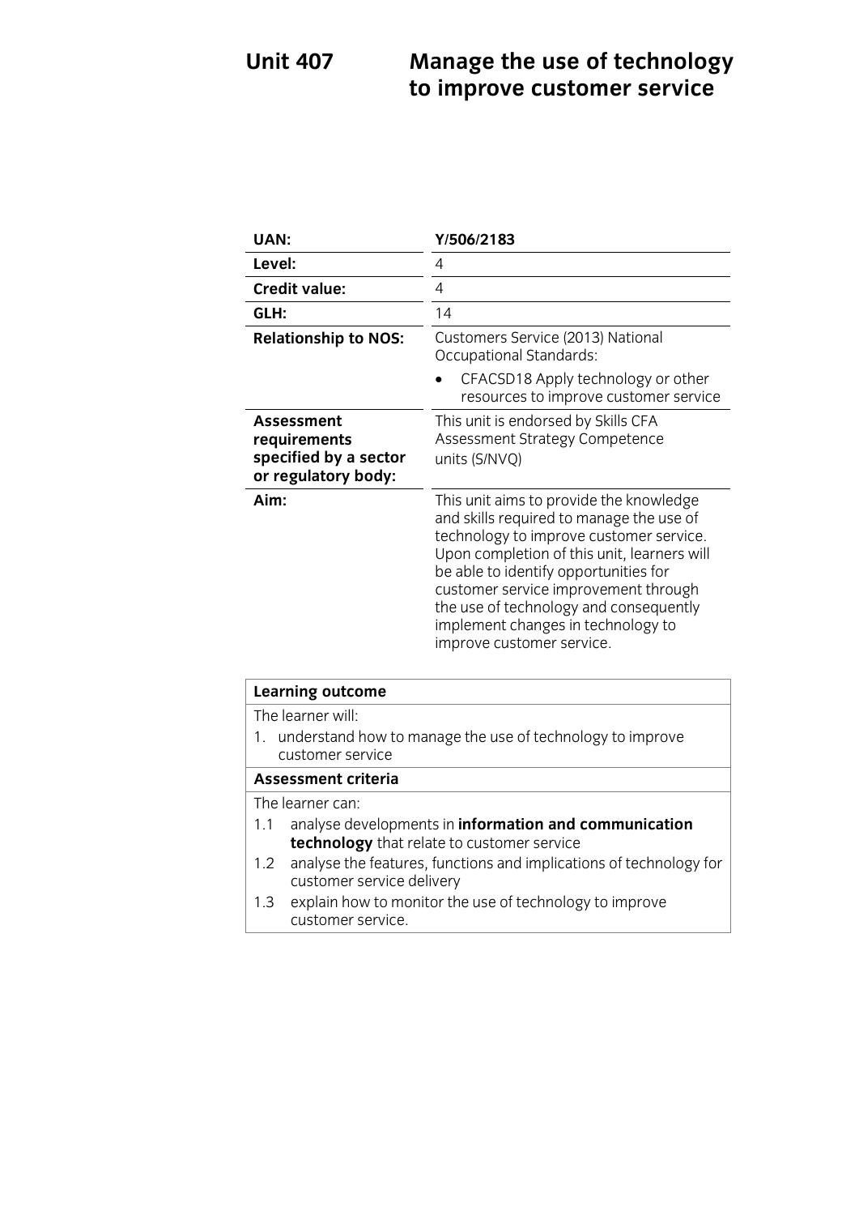# Unit 407 Manage the use of technology to improve customer service

| | |
|---|---|
| **UAN:** | **Y/506/2183** |
| **Level:** | 4 |
| **Credit value:** | 4 |
| **GLH:** | 14 |
| **Relationship to NOS:** | Customers Service (2013) National Occupational Standards:<br>• CFACSD18 Apply technology or other resources to improve customer service |
| **Assessment requirements specified by a sector or regulatory body:** | This unit is endorsed by Skills CFA Assessment Strategy Competence units (S/NVQ) |
| **Aim:** | This unit aims to provide the knowledge and skills required to manage the use of technology to improve customer service. Upon completion of this unit, learners will be able to identify opportunities for customer service improvement through the use of technology and consequently implement changes in technology to improve customer service. |

| **Learning outcome** |
|---|
| The learner will: |
| 1. understand how to manage the use of technology to improve customer service |
| **Assessment criteria** |
| The learner can: |
| 1.1 analyse developments in **information and communication technology** that relate to customer service |
| 1.2 analyse the features, functions and implications of technology for customer service delivery |
| 1.3 explain how to monitor the use of technology to improve customer service. |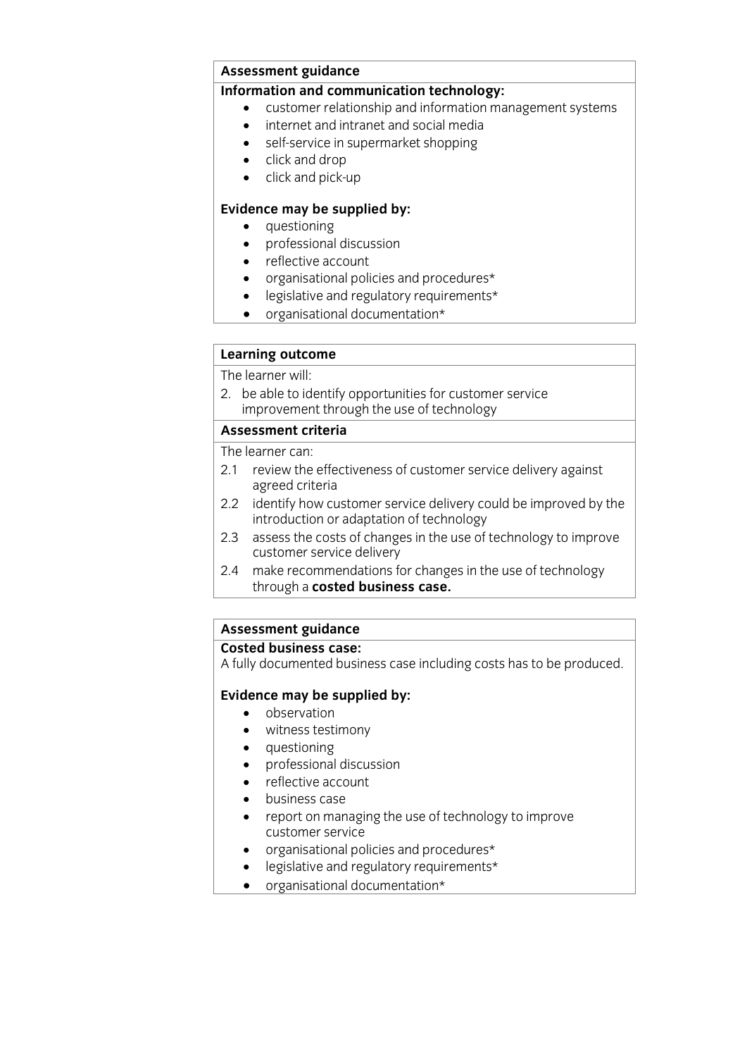**Assessment guidance**

**Information and communication technology:**

- customer relationship and information management systems
- internet and intranet and social media
- self-service in supermarket shopping
- click and drop
- click and pick-up

**Evidence may be supplied by:**

- questioning
- professional discussion
- reflective account
- organisational policies and procedures*
- legislative and regulatory requirements*
- organisational documentation*

**Learning outcome**

The learner will:

2. be able to identify opportunities for customer service improvement through the use of technology

**Assessment criteria**

The learner can:

2.1 review the effectiveness of customer service delivery against agreed criteria

2.2 identify how customer service delivery could be improved by the introduction or adaptation of technology

2.3 assess the costs of changes in the use of technology to improve customer service delivery

2.4 make recommendations for changes in the use of technology through a **costed business case.**

**Assessment guidance**

**Costed business case:**

A fully documented business case including costs has to be produced.

**Evidence may be supplied by:**

- observation
- witness testimony
- questioning
- professional discussion
- reflective account
- business case
- report on managing the use of technology to improve customer service
- organisational policies and procedures*
- legislative and regulatory requirements*
- organisational documentation*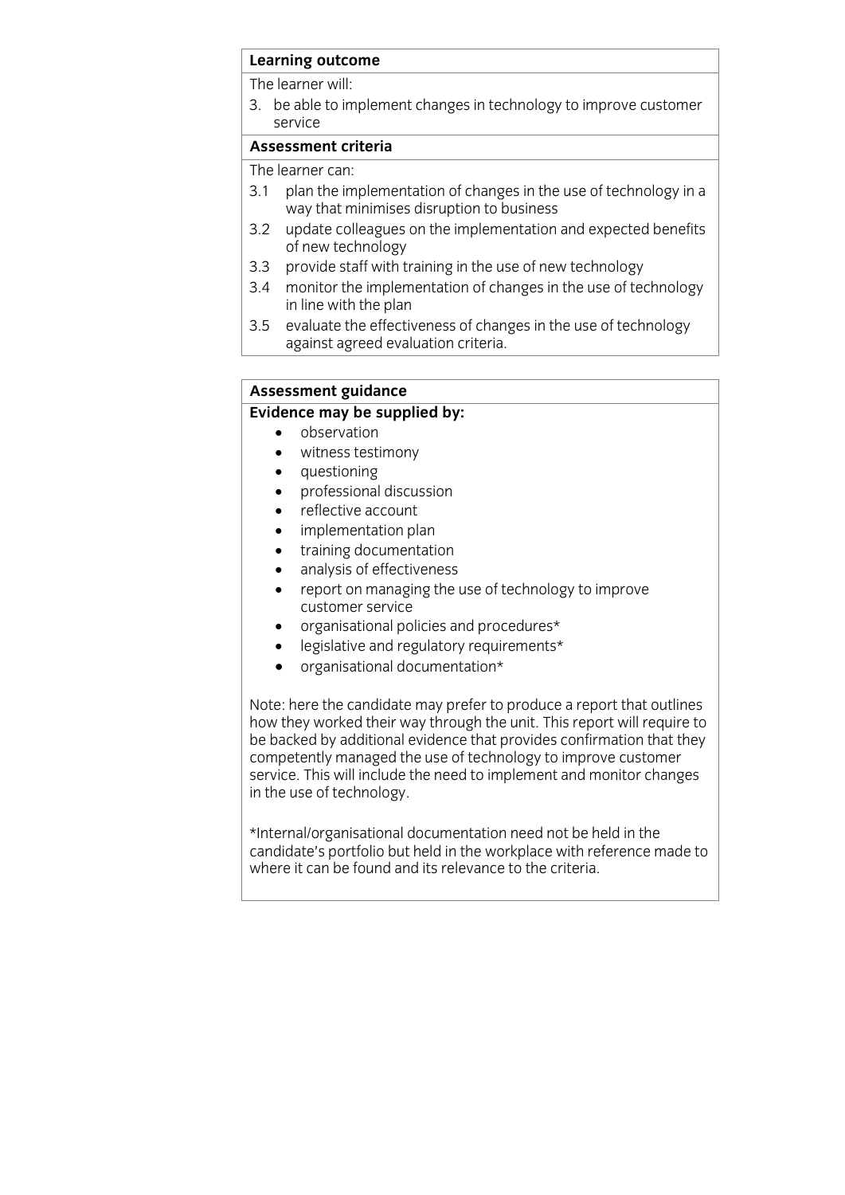**Learning outcome**

The learner will:

3. be able to implement changes in technology to improve customer service

**Assessment criteria**

The learner can:

3.1 plan the implementation of changes in the use of technology in a way that minimises disruption to business

3.2 update colleagues on the implementation and expected benefits of new technology

3.3 provide staff with training in the use of new technology

3.4 monitor the implementation of changes in the use of technology in line with the plan

3.5 evaluate the effectiveness of changes in the use of technology against agreed evaluation criteria.

**Assessment guidance**

**Evidence may be supplied by:**

- observation
- witness testimony
- questioning
- professional discussion
- reflective account
- implementation plan
- training documentation
- analysis of effectiveness
- report on managing the use of technology to improve customer service
- organisational policies and procedures*
- legislative and regulatory requirements*
- organisational documentation*

Note: here the candidate may prefer to produce a report that outlines how they worked their way through the unit. This report will require to be backed by additional evidence that provides confirmation that they competently managed the use of technology to improve customer service. This will include the need to implement and monitor changes in the use of technology.

*Internal/organisational documentation need not be held in the candidate's portfolio but held in the workplace with reference made to where it can be found and its relevance to the criteria.